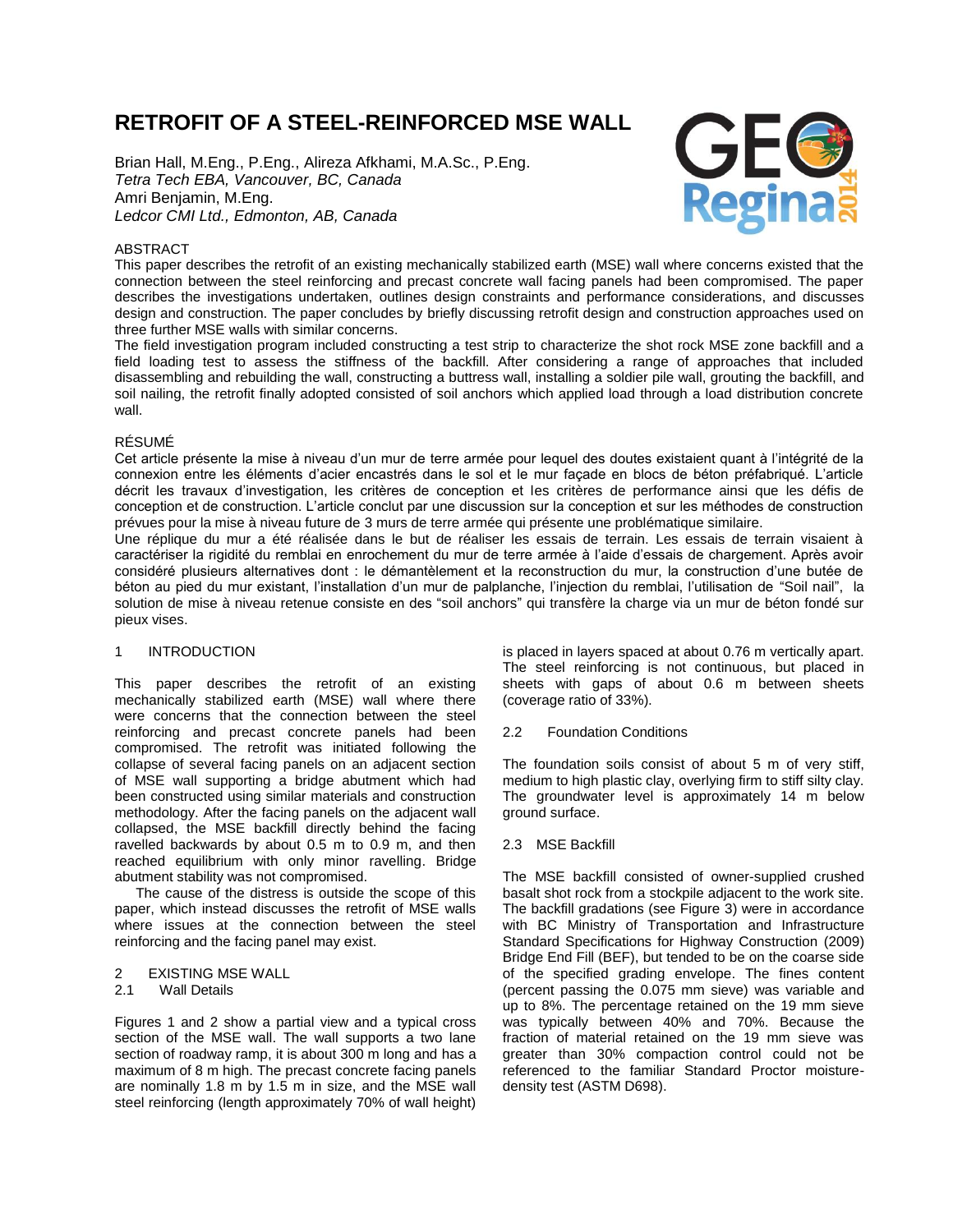# RETROFIT OF A STEEL-REINFORCED MSE WALL

Brian Hall, M.Eng., P.Eng., Alireza Afkhami, M.A.Sc., P.Eng.
*Tetra Tech EBA, Vancouver, BC, Canada*
Amri Benjamin, M.Eng.
*Ledcor CMI Ltd., Edmonton, AB, Canada*

## ABSTRACT

This paper describes the retrofit of an existing mechanically stabilized earth (MSE) wall where concerns existed that the connection between the steel reinforcing and precast concrete wall facing panels had been compromised. The paper describes the investigations undertaken, outlines design constraints and performance considerations, and discusses design and construction. The paper concludes by briefly discussing retrofit design and construction approaches used on three further MSE walls with similar concerns.

The field investigation program included constructing a test strip to characterize the shot rock MSE zone backfill and a field loading test to assess the stiffness of the backfill. After considering a range of approaches that included disassembling and rebuilding the wall, constructing a buttress wall, installing a soldier pile wall, grouting the backfill, and soil nailing, the retrofit finally adopted consisted of soil anchors which applied load through a load distribution concrete wall.

## RÉSUMÉ

Cet article présente la mise à niveau d'un mur de terre armée pour lequel des doutes existaient quant à l'intégrité de la connexion entre les éléments d'acier encastrés dans le sol et le mur façade en blocs de béton préfabriqué. L'article décrit les travaux d'investigation, les critères de performance ainsi que les défis de conception et de construction. L'article conclut par une discussion sur la conception et sur les méthodes de construction prévues pour la mise à niveau future de 3 murs de terre armée qui présente une problématique similaire.

Une réplique du mur a été réalisée dans le but de réaliser les essais de terrain. Les essais de terrain visaient à caractériser la rigidité du remblai en enrochement du mur de terre armée à l'aide d'essais de chargement. Après avoir considéré plusieurs alternatives dont : le démantèlement et la reconstruction du mur, la construction d'une butée de béton au pied du mur existant, l'installation d'un mur de palplanche, l'injection du remblai, l'utilisation de "Soil nail", la solution de mise à niveau retenue consiste en des "soil anchors" qui transfère la charge via un mur de béton fondé sur pieux vises.

## 1 INTRODUCTION

This paper describes the retrofit of an existing mechanically stabilized earth (MSE) wall where there were concerns that the connection between the steel reinforcing and precast concrete panels had been compromised. The retrofit was initiated following the collapse of several facing panels on an adjacent section of MSE wall supporting a bridge abutment which had been constructed using similar materials and construction methodology. After the facing panels on the adjacent wall collapsed, the MSE backfill directly behind the facing ravelled backwards by about 0.5 m to 0.9 m, and then reached equilibrium with only minor ravelling. Bridge abutment stability was not compromised.

The cause of the distress is outside the scope of this paper, which instead discusses the retrofit of MSE walls where issues at the connection between the steel reinforcing and the facing panel may exist.

## 2 EXISTING MSE WALL

### 2.1 Wall Details

Figures 1 and 2 show a partial view and a typical cross section of the MSE wall. The wall supports a two lane section of roadway ramp, it is about 300 m long and has a maximum of 8 m high. The precast concrete facing panels are nominally 1.8 m by 1.5 m in size, and the MSE wall steel reinforcing (length approximately 70% of wall height) is placed in layers spaced at about 0.76 m vertically apart. The steel reinforcing is not continuous, but placed in sheets with gaps of about 0.6 m between sheets (coverage ratio of 33%).

### 2.2 Foundation Conditions

The foundation soils consist of about 5 m of very stiff, medium to high plastic clay, overlying firm to stiff silty clay. The groundwater level is approximately 14 m below ground surface.

### 2.3 MSE Backfill

The MSE backfill consisted of owner-supplied crushed basalt shot rock from a stockpile adjacent to the work site. The backfill gradations (see Figure 3) were in accordance with BC Ministry of Transportation and Infrastructure Standard Specifications for Highway Construction (2009) Bridge End Fill (BEF), but tended to be on the coarse side of the specified grading envelope. The fines content (percent passing the 0.075 mm sieve) was variable and up to 8%. The percentage retained on the 19 mm sieve was typically between 40% and 70%. Because the fraction of material retained on the 19 mm sieve was greater than 30% compaction control could not be referenced to the familiar Standard Proctor moisture-density test (ASTM D698).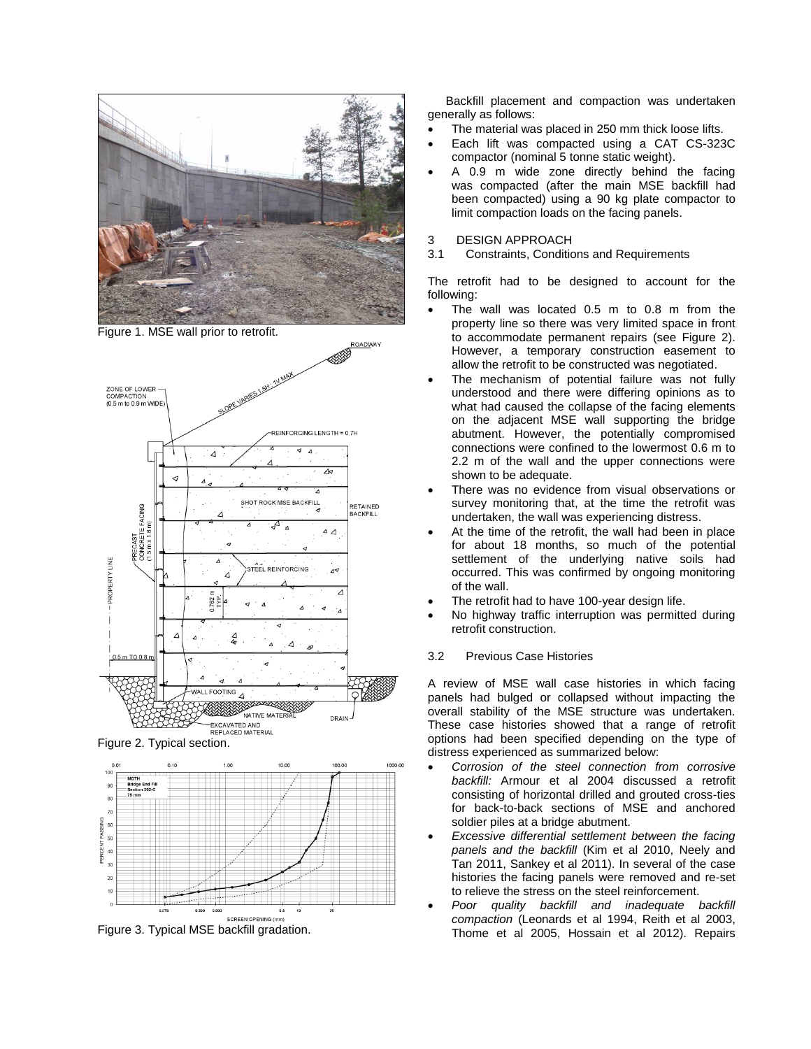Figure 1. MSE wall prior to retrofit.

Figure 2. Typical section.

Figure 3. Typical MSE backfill gradation.

Backfill placement and compaction was undertaken generally as follows:

- The material was placed in 250 mm thick loose lifts.
- Each lift was compacted using a CAT CS-323C compactor (nominal 5 tonne static weight).
- A 0.9 m wide zone directly behind the facing was compacted (after the main MSE backfill had been compacted) using a 90 kg plate compactor to limit compaction loads on the facing panels.

## 3 DESIGN APPROACH

### 3.1 Constraints, Conditions and Requirements

The retrofit had to be designed to account for the following:

- The wall was located 0.5 m to 0.8 m from the property line so there was very limited space in front to accommodate permanent repairs (see Figure 2). However, a temporary construction easement to allow the retrofit to be constructed was negotiated.
- The mechanism of potential failure was not fully understood and there were differing opinions as to what had caused the collapse of the facing elements on the adjacent MSE wall supporting the bridge abutment. However, the potentially compromised connections were confined to the lowermost 0.6 m to 2.2 m of the wall and the upper connections were shown to be adequate.
- There was no evidence from visual observations or survey monitoring that, at the time the retrofit was undertaken, the wall was experiencing distress.
- At the time of the retrofit, the wall had been in place for about 18 months, so much of the potential settlement of the underlying native soils had occurred. This was confirmed by ongoing monitoring of the wall.
- The retrofit had to have 100-year design life.
- No highway traffic interruption was permitted during retrofit construction.

### 3.2 Previous Case Histories

A review of MSE wall case histories in which facing panels had bulged or collapsed without impacting the overall stability of the MSE structure was undertaken. These case histories showed that a range of retrofit options had been specified depending on the type of distress experienced as summarized below:

- *Corrosion of the steel connection from corrosive backfill:* Armour et al 2004 discussed a retrofit consisting of horizontal drilled and grouted cross-ties for back-to-back sections of MSE and anchored soldier piles at a bridge abutment.
- *Excessive differential settlement between the facing panels and the backfill* (Kim et al 2010, Neely and Tan 2011, Sankey et al 2011). In several of the case histories the facing panels were removed and re-set to relieve the stress on the steel reinforcement.
- *Poor quality backfill and inadequate backfill compaction* (Leonards et al 1994, Reith et al 2003, Thome et al 2005, Hossain et al 2012). Repairs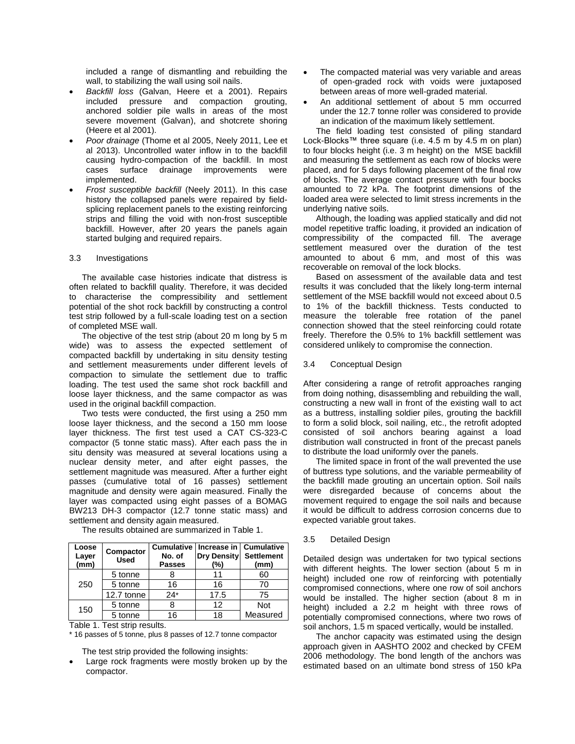included a range of dismantling and rebuilding the wall, to stabilizing the wall using soil nails.

- *Backfill loss* (Galvan, Heere et a 2001). Repairs included pressure and compaction grouting, anchored soldier pile walls in areas of the most severe movement (Galvan), and shotcrete shoring (Heere et al 2001).
- *Poor drainage* (Thome et al 2005, Neely 2011, Lee et al 2013). Uncontrolled water inflow in to the backfill causing hydro-compaction of the backfill. In most cases surface drainage improvements were implemented.
- *Frost susceptible backfill* (Neely 2011). In this case history the collapsed panels were repaired by field-splicing replacement panels to the existing reinforcing strips and filling the void with non-frost susceptible backfill. However, after 20 years the panels again started bulging and required repairs.

### 3.3 Investigations

The available case histories indicate that distress is often related to backfill quality. Therefore, it was decided to characterise the compressibility and settlement potential of the shot rock backfill by constructing a control test strip followed by a full-scale loading test on a section of completed MSE wall.

The objective of the test strip (about 20 m long by 5 m wide) was to assess the expected settlement of compacted backfill by undertaking in situ density testing and settlement measurements under different levels of compaction to simulate the settlement due to traffic loading. The test used the same shot rock backfill and loose layer thickness, and the same compactor as was used in the original backfill compaction.

Two tests were conducted, the first using a 250 mm loose layer thickness, and the second a 150 mm loose layer thickness. The first test used a CAT CS-323-C compactor (5 tonne static mass). After each pass the in situ density was measured at several locations using a nuclear density meter, and after eight passes, the settlement magnitude was measured. After a further eight passes (cumulative total of 16 passes) settlement magnitude and density were again measured. Finally the layer was compacted using eight passes of a BOMAG BW213 DH-3 compactor (12.7 tonne static mass) and settlement and density again measured.

The results obtained are summarized in Table 1.

| Loose Layer (mm) | Compactor Used | Cumulative No. of Passes | Increase in Dry Density (%) | Cumulative Settlement (mm) |
|---|---|---|---|---|
| 250 | 5 tonne | 8 | 11 | 60 |
| | 5 tonne | 16 | 16 | 70 |
| | 12.7 tonne | 24* | 17.5 | 75 |
| 150 | 5 tonne | 8 | 12 | Not Measured |
| | 5 tonne | 16 | 18 | |

Table 1. Test strip results.

\* 16 passes of 5 tonne, plus 8 passes of 12.7 tonne compactor

The test strip provided the following insights:

- Large rock fragments were mostly broken up by the compactor.
- The compacted material was very variable and areas of open-graded rock with voids were juxtaposed between areas of more well-graded material.
- An additional settlement of about 5 mm occurred under the 12.7 tonne roller was considered to provide an indication of the maximum likely settlement.

The field loading test consisted of piling standard Lock-Blocks™ three square (i.e. 4.5 m by 4.5 m on plan) to four blocks height (i.e. 3 m height) on the MSE backfill and measuring the settlement as each row of blocks were placed, and for 5 days following placement of the final row of blocks. The average contact pressure with four bocks amounted to 72 kPa. The footprint dimensions of the loaded area were selected to limit stress increments in the underlying native soils.

Although, the loading was applied statically and did not model repetitive traffic loading, it provided an indication of compressibility of the compacted fill. The average settlement measured over the duration of the test amounted to about 6 mm, and most of this was recoverable on removal of the lock blocks.

Based on assessment of the available data and test results it was concluded that the likely long-term internal settlement of the MSE backfill would not exceed about 0.5 to 1% of the backfill thickness. Tests conducted to measure the tolerable free rotation of the panel connection showed that the steel reinforcing could rotate freely. Therefore the 0.5% to 1% backfill settlement was considered unlikely to compromise the connection.

### 3.4 Conceptual Design

After considering a range of retrofit approaches ranging from doing nothing, disassembling and rebuilding the wall, constructing a new wall in front of the existing wall to act as a buttress, installing soldier piles, grouting the backfill to form a solid block, soil nailing, etc., the retrofit adopted consisted of soil anchors bearing against a load distribution wall constructed in front of the precast panels to distribute the load uniformly over the panels.

The limited space in front of the wall prevented the use of buttress type solutions, and the variable permeability of the backfill made grouting an uncertain option. Soil nails were disregarded because of concerns about the movement required to engage the soil nails and because it would be difficult to address corrosion concerns due to expected variable grout takes.

### 3.5 Detailed Design

Detailed design was undertaken for two typical sections with different heights. The lower section (about 5 m in height) included one row of reinforcing with potentially compromised connections, where one row of soil anchors would be installed. The higher section (about 8 m in height) included a 2.2 m height with three rows of potentially compromised connections, where two rows of soil anchors, 1.5 m spaced vertically, would be installed.

The anchor capacity was estimated using the design approach given in AASHTO 2002 and checked by CFEM 2006 methodology. The bond length of the anchors was estimated based on an ultimate bond stress of 150 kPa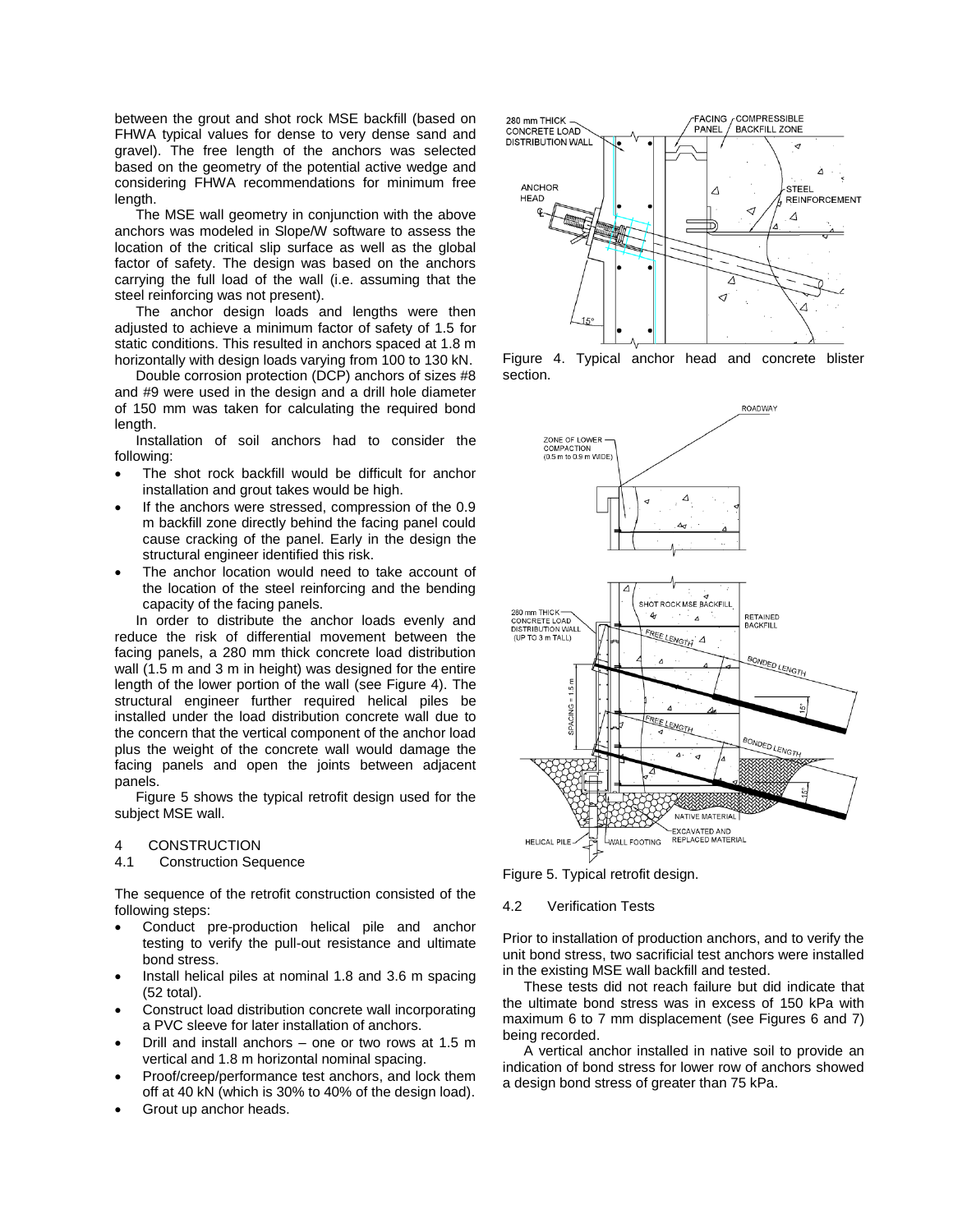between the grout and shot rock MSE backfill (based on FHWA typical values for dense to very dense sand and gravel). The free length of the anchors was selected based on the geometry of the potential active wedge and considering FHWA recommendations for minimum free length.

The MSE wall geometry in conjunction with the above anchors was modeled in Slope/W software to assess the location of the critical slip surface as well as the global factor of safety. The design was based on the anchors carrying the full load of the wall (i.e. assuming that the steel reinforcing was not present).

The anchor design loads and lengths were then adjusted to achieve a minimum factor of safety of 1.5 for static conditions. This resulted in anchors spaced at 1.8 m horizontally with design loads varying from 100 to 130 kN.

Double corrosion protection (DCP) anchors of sizes #8 and #9 were used in the design and a drill hole diameter of 150 mm was taken for calculating the required bond length.

Installation of soil anchors had to consider the following:

- The shot rock backfill would be difficult for anchor installation and grout takes would be high.
- If the anchors were stressed, compression of the 0.9 m backfill zone directly behind the facing panel could cause cracking of the panel. Early in the design the structural engineer identified this risk.
- The anchor location would need to take account of the location of the steel reinforcing and the bending capacity of the facing panels.

In order to distribute the anchor loads evenly and reduce the risk of differential movement between the facing panels, a 280 mm thick concrete load distribution wall (1.5 m and 3 m in height) was designed for the entire length of the lower portion of the wall (see Figure 4). The structural engineer further required helical piles be installed under the load distribution concrete wall due to the concern that the vertical component of the anchor load plus the weight of the concrete wall would damage the facing panels and open the joints between adjacent panels.

Figure 5 shows the typical retrofit design used for the subject MSE wall.

## 4 CONSTRUCTION

### 4.1 Construction Sequence

The sequence of the retrofit construction consisted of the following steps:

- Conduct pre-production helical pile and anchor testing to verify the pull-out resistance and ultimate bond stress.
- Install helical piles at nominal 1.8 and 3.6 m spacing (52 total).
- Construct load distribution concrete wall incorporating a PVC sleeve for later installation of anchors.
- Drill and install anchors – one or two rows at 1.5 m vertical and 1.8 m horizontal nominal spacing.
- Proof/creep/performance test anchors, and lock them off at 40 kN (which is 30% to 40% of the design load).
- Grout up anchor heads.

Figure 4. Typical anchor head and concrete blister section.

Figure 5. Typical retrofit design.

### 4.2 Verification Tests

Prior to installation of production anchors, and to verify the unit bond stress, two sacrificial test anchors were installed in the existing MSE wall backfill and tested.

These tests did not reach failure but did indicate that the ultimate bond stress was in excess of 150 kPa with maximum 6 to 7 mm displacement (see Figures 6 and 7) being recorded.

A vertical anchor installed in native soil to provide an indication of bond stress for lower row of anchors showed a design bond stress of greater than 75 kPa.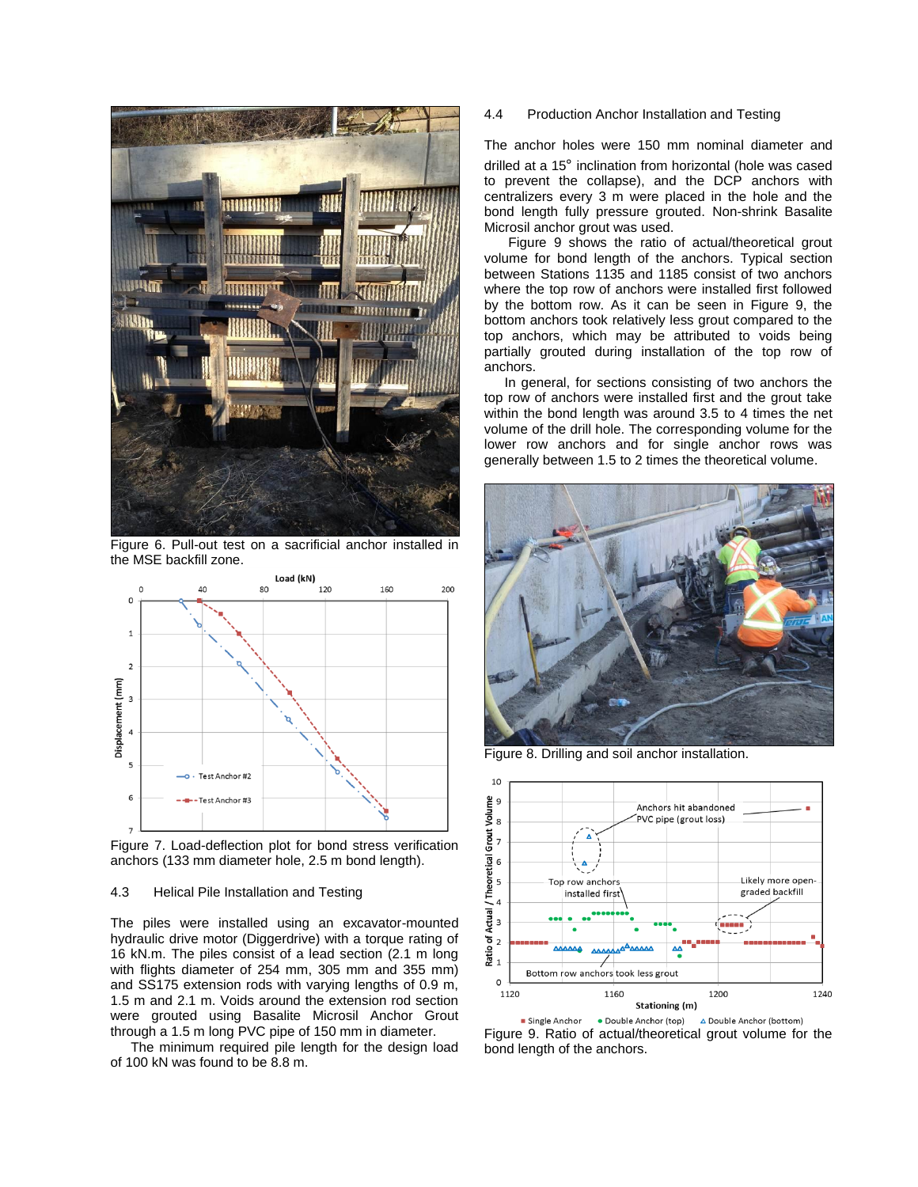Figure 6. Pull-out test on a sacrificial anchor installed in the MSE backfill zone.

Figure 7. Load-deflection plot for bond stress verification anchors (133 mm diameter hole, 2.5 m bond length).

### 4.3 Helical Pile Installation and Testing

The piles were installed using an excavator-mounted hydraulic drive motor (Diggerdrive) with a torque rating of 16 kN.m. The piles consist of a lead section (2.1 m long with flights diameter of 254 mm, 305 mm and 355 mm) and SS175 extension rods with varying lengths of 0.9 m, 1.5 m and 2.1 m. Voids around the extension rod section were grouted using Basalite Microsil Anchor Grout through a 1.5 m long PVC pipe of 150 mm in diameter.

The minimum required pile length for the design load of 100 kN was found to be 8.8 m.

### 4.4 Production Anchor Installation and Testing

The anchor holes were 150 mm nominal diameter and drilled at a 15° inclination from horizontal (hole was cased to prevent the collapse), and the DCP anchors with centralizers every 3 m were placed in the hole and the bond length fully pressure grouted. Non-shrink Basalite Microsil anchor grout was used.

Figure 9 shows the ratio of actual/theoretical grout volume for bond length of the anchors. Typical section between Stations 1135 and 1185 consist of two anchors where the top row of anchors were installed first followed by the bottom row. As it can be seen in Figure 9, the bottom anchors took relatively less grout compared to the top anchors, which may be attributed to voids being partially grouted during installation of the top row of anchors.

In general, for sections consisting of two anchors the top row of anchors were installed first and the grout take within the bond length was around 3.5 to 4 times the net volume of the drill hole. The corresponding volume for the lower row anchors and for single anchor rows was generally between 1.5 to 2 times the theoretical volume.

Figure 8. Drilling and soil anchor installation.

Figure 9. Ratio of actual/theoretical grout volume for the bond length of the anchors.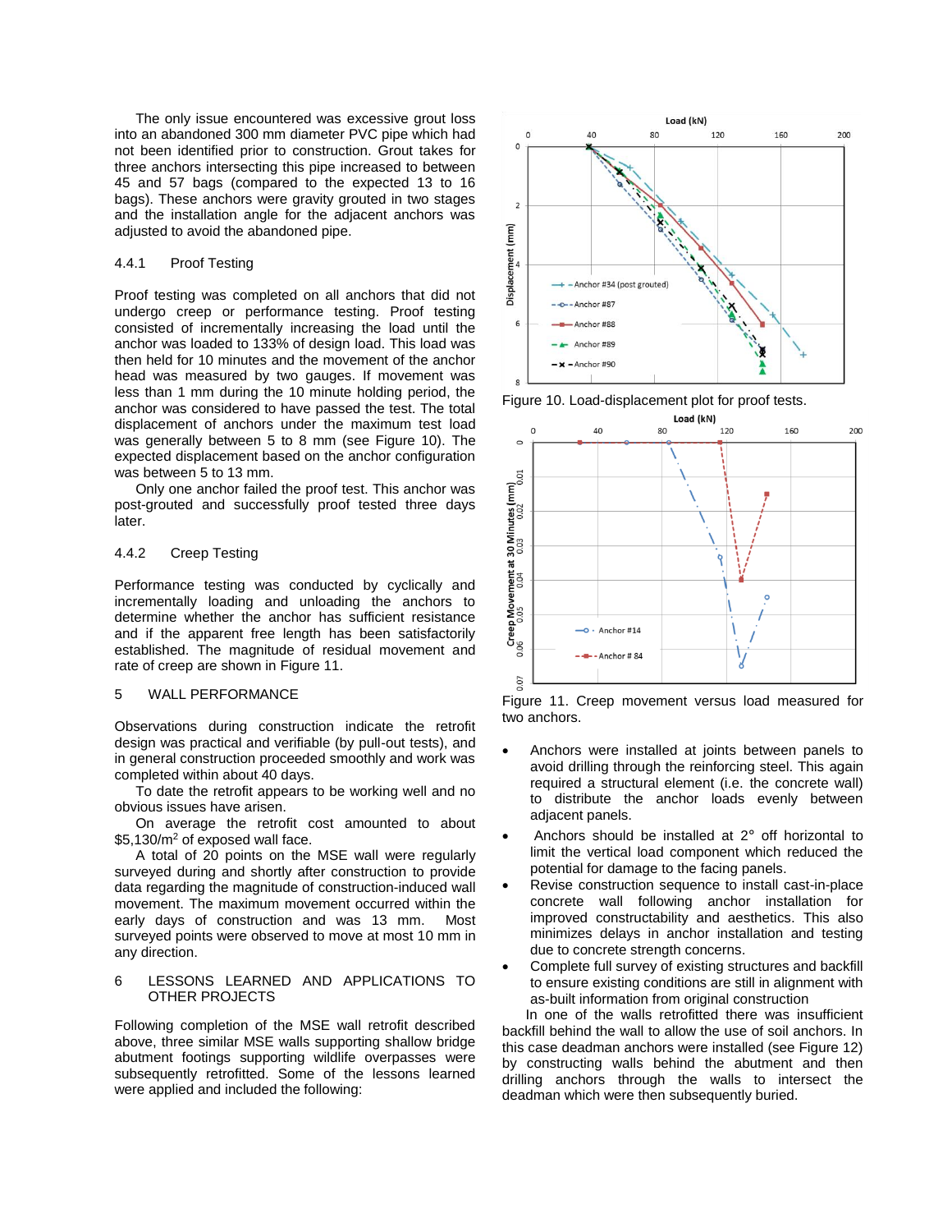The only issue encountered was excessive grout loss into an abandoned 300 mm diameter PVC pipe which had not been identified prior to construction. Grout takes for three anchors intersecting this pipe increased to between 45 and 57 bags (compared to the expected 13 to 16 bags). These anchors were gravity grouted in two stages and the installation angle for the adjacent anchors was adjusted to avoid the abandoned pipe.

### 4.4.1 Proof Testing

Proof testing was completed on all anchors that did not undergo creep or performance testing. Proof testing consisted of incrementally increasing the load until the anchor was loaded to 133% of design load. This load was then held for 10 minutes and the movement of the anchor head was measured by two gauges. If movement was less than 1 mm during the 10 minute holding period, the anchor was considered to have passed the test. The total displacement of anchors under the maximum test load was generally between 5 to 8 mm (see Figure 10). The expected displacement based on the anchor configuration was between 5 to 13 mm.

Only one anchor failed the proof test. This anchor was post-grouted and successfully proof tested three days later.

### 4.4.2 Creep Testing

Performance testing was conducted by cyclically and incrementally loading and unloading the anchors to determine whether the anchor has sufficient resistance and if the apparent free length has been satisfactorily established. The magnitude of residual movement and rate of creep are shown in Figure 11.

## 5 WALL PERFORMANCE

Observations during construction indicate the retrofit design was practical and verifiable (by pull-out tests), and in general construction proceeded smoothly and work was completed within about 40 days.

To date the retrofit appears to be working well and no obvious issues have arisen.

On average the retrofit cost amounted to about $5,130/m$^2$ of exposed wall face.

A total of 20 points on the MSE wall were regularly surveyed during and shortly after construction to provide data regarding the magnitude of construction-induced wall movement. The maximum movement occurred within the early days of construction and was 13 mm. Most surveyed points were observed to move at most 10 mm in any direction.

## 6 LESSONS LEARNED AND APPLICATIONS TO OTHER PROJECTS

Following completion of the MSE wall retrofit described above, three similar MSE walls supporting shallow bridge abutment footings supporting wildlife overpasses were subsequently retrofitted. Some of the lessons learned were applied and included the following:

Figure 10. Load-displacement plot for proof tests.

Figure 11. Creep movement versus load measured for two anchors.

- Anchors were installed at joints between panels to avoid drilling through the reinforcing steel. This again required a structural element (i.e. the concrete wall) to distribute the anchor loads evenly between adjacent panels.
- Anchors should be installed at 2° off horizontal to limit the vertical load component which reduced the potential for damage to the facing panels.
- Revise construction sequence to install cast-in-place concrete wall following anchor installation for improved constructability and aesthetics. This also minimizes delays in anchor installation and testing due to concrete strength concerns.
- Complete full survey of existing structures and backfill to ensure existing conditions are still in alignment with as-built information from original construction

In one of the walls retrofitted there was insufficient backfill behind the wall to allow the use of soil anchors. In this case deadman anchors were installed (see Figure 12) by constructing walls behind the abutment and then drilling anchors through the walls to intersect the deadman which were then subsequently buried.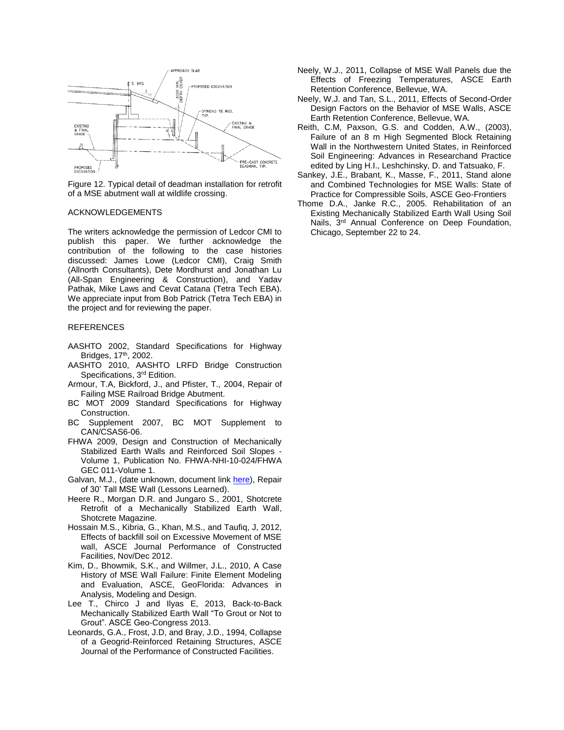APPROACH SLAB

℄ S. BRG.

3

1

3000 MIN. DEPTH COVER

PROPOSED EXCAVATION

DYWIDAG TIE ROD, TYP.

EXISTING & FINAL GRADE

EXISTING & FINAL GRADE

4

1

PRE-CAST CONCRETE DEADMAN, TYP.

PROPOSED EXCAVATION

Figure 12. Typical detail of deadman installation for retrofit of a MSE abutment wall at wildlife crossing.

## ACKNOWLEDGEMENTS

The writers acknowledge the permission of Ledcor CMI to publish this paper. We further acknowledge the contribution of the following to the case histories discussed: James Lowe (Ledcor CMI), Craig Smith (Allnorth Consultants), Dete Mordhurst and Jonathan Lu (All-Span Engineering & Construction), and Yadav Pathak, Mike Laws and Cevat Catana (Tetra Tech EBA). We appreciate input from Bob Patrick (Tetra Tech EBA) in the project and for reviewing the paper.

## REFERENCES

AASHTO 2002, Standard Specifications for Highway Bridges, 17th, 2002.

AASHTO 2010, AASHTO LRFD Bridge Construction Specifications, 3rd Edition.

Armour, T.A, Bickford, J., and Pfister, T., 2004, Repair of Failing MSE Railroad Bridge Abutment.

BC MOT 2009 Standard Specifications for Highway Construction.

BC Supplement 2007, BC MOT Supplement to CAN/CSAS6-06.

FHWA 2009, Design and Construction of Mechanically Stabilized Earth Walls and Reinforced Soil Slopes - Volume 1, Publication No. FHWA-NHI-10-024/FHWA GEC 011-Volume 1.

Galvan, M.J., (date unknown, document link here), Repair of 30' Tall MSE Wall (Lessons Learned).

Heere R., Morgan D.R. and Jungaro S., 2001, Shotcrete Retrofit of a Mechanically Stabilized Earth Wall, Shotcrete Magazine.

Hossain M.S., Kibria, G., Khan, M.S., and Taufiq, J, 2012, Effects of backfill soil on Excessive Movement of MSE wall, ASCE Journal Performance of Constructed Facilities, Nov/Dec 2012.

Kim, D., Bhowmik, S.K., and Willmer, J.L., 2010, A Case History of MSE Wall Failure: Finite Element Modeling and Evaluation, ASCE, GeoFlorida: Advances in Analysis, Modeling and Design.

Lee T., Chirco J and Ilyas E, 2013, Back-to-Back Mechanically Stabilized Earth Wall "To Grout or Not to Grout". ASCE Geo-Congress 2013.

Leonards, G.A., Frost, J.D, and Bray, J.D., 1994, Collapse of a Geogrid-Reinforced Retaining Structures, ASCE Journal of the Performance of Constructed Facilities.

Neely, W.J., 2011, Collapse of MSE Wall Panels due the Effects of Freezing Temperatures, ASCE Earth Retention Conference, Bellevue, WA.

Neely, W.J. and Tan, S.L., 2011, Effects of Second-Order Design Factors on the Behavior of MSE Walls, ASCE Earth Retention Conference, Bellevue, WA.

Reith, C.M, Paxson, G.S. and Codden, A.W., (2003), Failure of an 8 m High Segmented Block Retaining Wall in the Northwestern United States, in Reinforced Soil Engineering: Advances in Researchand Practice edited by Ling H.I., Leshchinsky, D. and Tatsuako, F.

Sankey, J.E., Brabant, K., Masse, F., 2011, Stand alone and Combined Technologies for MSE Walls: State of Practice for Compressible Soils, ASCE Geo-Frontiers

Thome D.A., Janke R.C., 2005. Rehabilitation of an Existing Mechanically Stabilized Earth Wall Using Soil Nails, 3rd Annual Conference on Deep Foundation, Chicago, September 22 to 24.